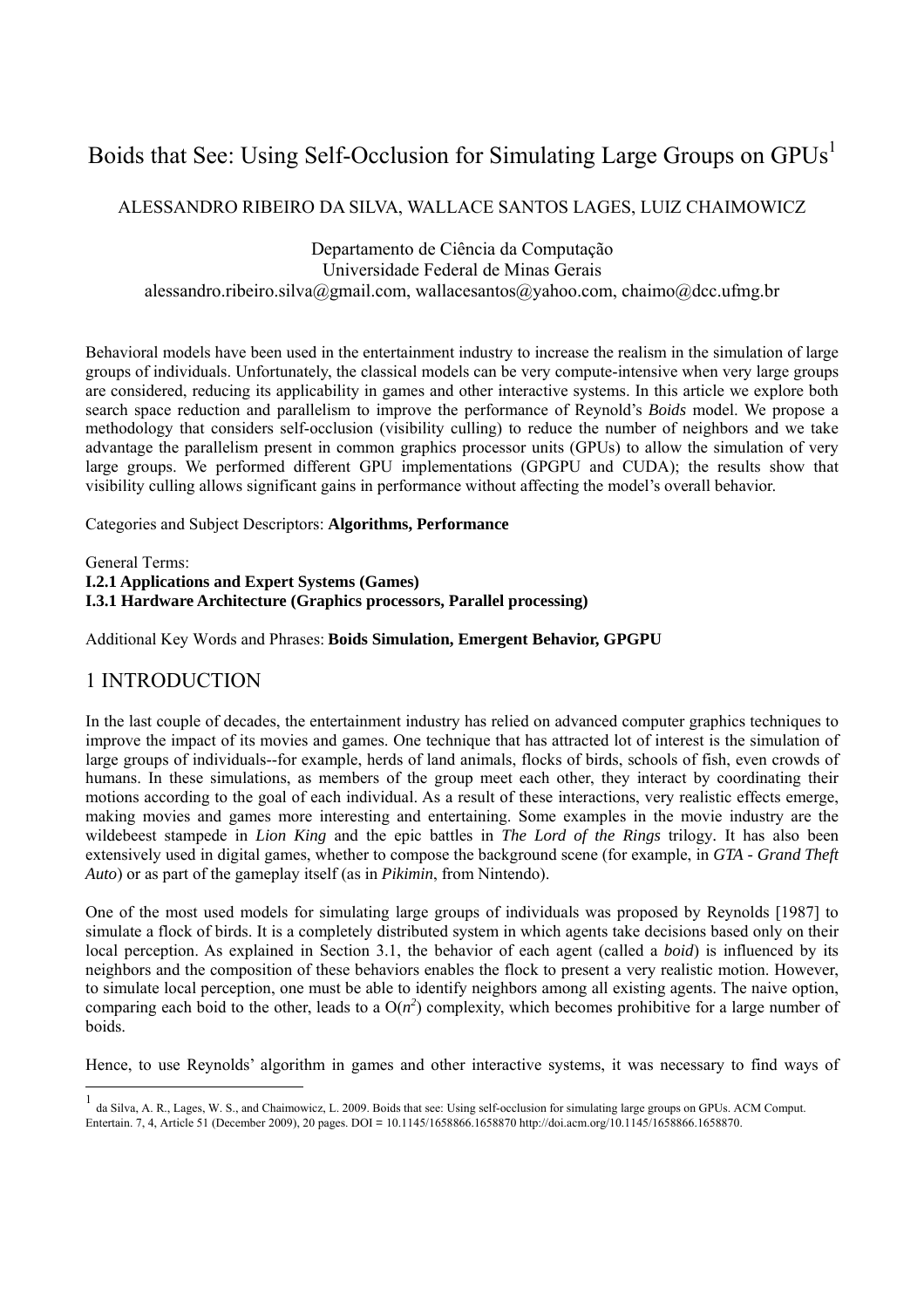# Boids that See: Using Self-Occlusion for Simulating Large Groups on GPUs[1]

ALESSANDRO RIBEIRO DA SILVA, WALLACE SANTOS LAGES, LUIZ CHAIMOWICZ

Departamento de Ciência da Computação
Universidade Federal de Minas Gerais
alessandro.ribeiro.silva@gmail.com, wallacesantos@yahoo.com, chaimo@dcc.ufmg.br

Behavioral models have been used in the entertainment industry to increase the realism in the simulation of large groups of individuals. Unfortunately, the classical models can be very compute-intensive when very large groups are considered, reducing its applicability in games and other interactive systems. In this article we explore both search space reduction and parallelism to improve the performance of Reynold's *Boids* model. We propose a methodology that considers self-occlusion (visibility culling) to reduce the number of neighbors and we take advantage the parallelism present in common graphics processor units (GPUs) to allow the simulation of very large groups. We performed different GPU implementations (GPGPU and CUDA); the results show that visibility culling allows significant gains in performance without affecting the model's overall behavior.

Categories and Subject Descriptors: **Algorithms, Performance**

General Terms:
**I.2.1 Applications and Expert Systems (Games)**
**I.3.1 Hardware Architecture (Graphics processors, Parallel processing)**

Additional Key Words and Phrases: **Boids Simulation, Emergent Behavior, GPGPU**

## 1 INTRODUCTION

In the last couple of decades, the entertainment industry has relied on advanced computer graphics techniques to improve the impact of its movies and games. One technique that has attracted lot of interest is the simulation of large groups of individuals--for example, herds of land animals, flocks of birds, schools of fish, even crowds of humans. In these simulations, as members of the group meet each other, they interact by coordinating their motions according to the goal of each individual. As a result of these interactions, very realistic effects emerge, making movies and games more interesting and entertaining. Some examples in the movie industry are the wildebeest stampede in *Lion King* and the epic battles in *The Lord of the Rings* trilogy. It has also been extensively used in digital games, whether to compose the background scene (for example, in *GTA - Grand Theft Auto*) or as part of the gameplay itself (as in *Pikimin*, from Nintendo).

One of the most used models for simulating large groups of individuals was proposed by Reynolds [1987] to simulate a flock of birds. It is a completely distributed system in which agents take decisions based only on their local perception. As explained in Section 3.1, the behavior of each agent (called a *boid*) is influenced by its neighbors and the composition of these behaviors enables the flock to present a very realistic motion. However, to simulate local perception, one must be able to identify neighbors among all existing agents. The naive option, comparing each boid to the other, leads to a $O(n^2)$ complexity, which becomes prohibitive for a large number of boids.

Hence, to use Reynolds' algorithm in games and other interactive systems, it was necessary to find ways of

[1] da Silva, A. R., Lages, W. S., and Chaimowicz, L. 2009. Boids that see: Using self-occlusion for simulating large groups on GPUs. ACM Comput. Entertain. 7, 4, Article 51 (December 2009), 20 pages. DOI = 10.1145/1658866.1658870 http://doi.acm.org/10.1145/1658866.1658870.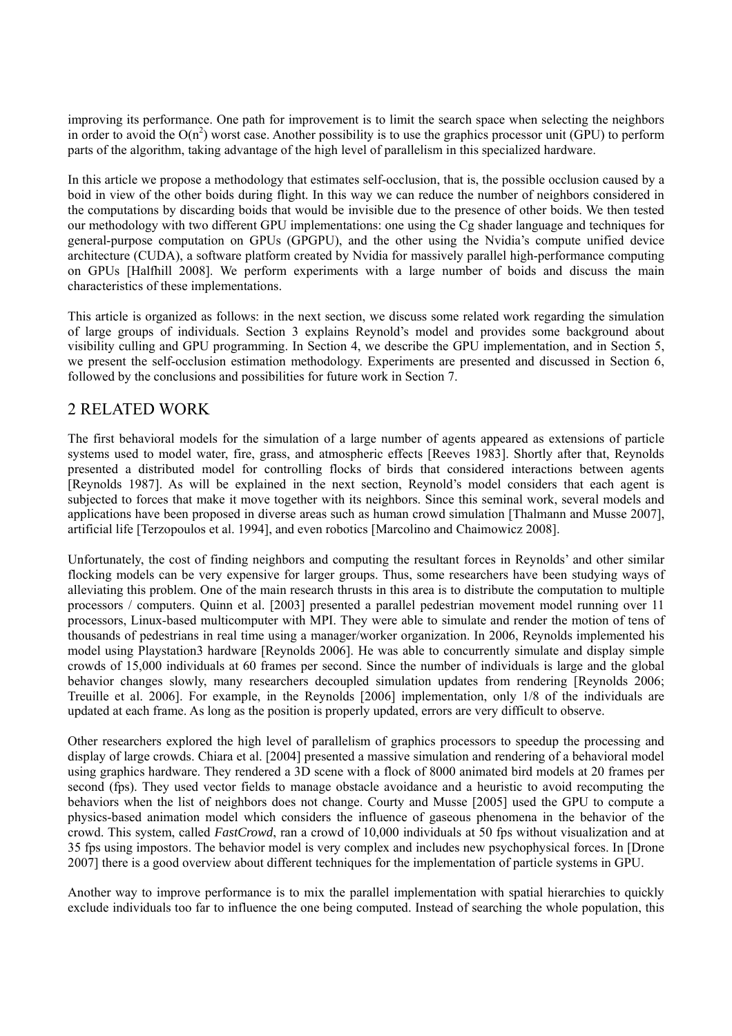improving its performance. One path for improvement is to limit the search space when selecting the neighbors in order to avoid the $O(n^2)$ worst case. Another possibility is to use the graphics processor unit (GPU) to perform parts of the algorithm, taking advantage of the high level of parallelism in this specialized hardware.

In this article we propose a methodology that estimates self-occlusion, that is, the possible occlusion caused by a boid in view of the other boids during flight. In this way we can reduce the number of neighbors considered in the computations by discarding boids that would be invisible due to the presence of other boids. We then tested our methodology with two different GPU implementations: one using the Cg shader language and techniques for general-purpose computation on GPUs (GPGPU), and the other using the Nvidia's compute unified device architecture (CUDA), a software platform created by Nvidia for massively parallel high-performance computing on GPUs [Halfhill 2008]. We perform experiments with a large number of boids and discuss the main characteristics of these implementations.

This article is organized as follows: in the next section, we discuss some related work regarding the simulation of large groups of individuals. Section 3 explains Reynold's model and provides some background about visibility culling and GPU programming. In Section 4, we describe the GPU implementation, and in Section 5, we present the self-occlusion estimation methodology. Experiments are presented and discussed in Section 6, followed by the conclusions and possibilities for future work in Section 7.

## 2 RELATED WORK

The first behavioral models for the simulation of a large number of agents appeared as extensions of particle systems used to model water, fire, grass, and atmospheric effects [Reeves 1983]. Shortly after that, Reynolds presented a distributed model for controlling flocks of birds that considered interactions between agents [Reynolds 1987]. As will be explained in the next section, Reynold's model considers that each agent is subjected to forces that make it move together with its neighbors. Since this seminal work, several models and applications have been proposed in diverse areas such as human crowd simulation [Thalmann and Musse 2007], artificial life [Terzopoulos et al. 1994], and even robotics [Marcolino and Chaimowicz 2008].

Unfortunately, the cost of finding neighbors and computing the resultant forces in Reynolds' and other similar flocking models can be very expensive for larger groups. Thus, some researchers have been studying ways of alleviating this problem. One of the main research thrusts in this area is to distribute the computation to multiple processors / computers. Quinn et al. [2003] presented a parallel pedestrian movement model running over 11 processors, Linux-based multicomputer with MPI. They were able to simulate and render the motion of tens of thousands of pedestrians in real time using a manager/worker organization. In 2006, Reynolds implemented his model using Playstation3 hardware [Reynolds 2006]. He was able to concurrently simulate and display simple crowds of 15,000 individuals at 60 frames per second. Since the number of individuals is large and the global behavior changes slowly, many researchers decoupled simulation updates from rendering [Reynolds 2006; Treuille et al. 2006]. For example, in the Reynolds [2006] implementation, only 1/8 of the individuals are updated at each frame. As long as the position is properly updated, errors are very difficult to observe.

Other researchers explored the high level of parallelism of graphics processors to speedup the processing and display of large crowds. Chiara et al. [2004] presented a massive simulation and rendering of a behavioral model using graphics hardware. They rendered a 3D scene with a flock of 8000 animated bird models at 20 frames per second (fps). They used vector fields to manage obstacle avoidance and a heuristic to avoid recomputing the behaviors when the list of neighbors does not change. Courty and Musse [2005] used the GPU to compute a physics-based animation model which considers the influence of gaseous phenomena in the behavior of the crowd. This system, called *FastCrowd*, ran a crowd of 10,000 individuals at 50 fps without visualization and at 35 fps using impostors. The behavior model is very complex and includes new psychophysical forces. In [Drone 2007] there is a good overview about different techniques for the implementation of particle systems in GPU.

Another way to improve performance is to mix the parallel implementation with spatial hierarchies to quickly exclude individuals too far to influence the one being computed. Instead of searching the whole population, this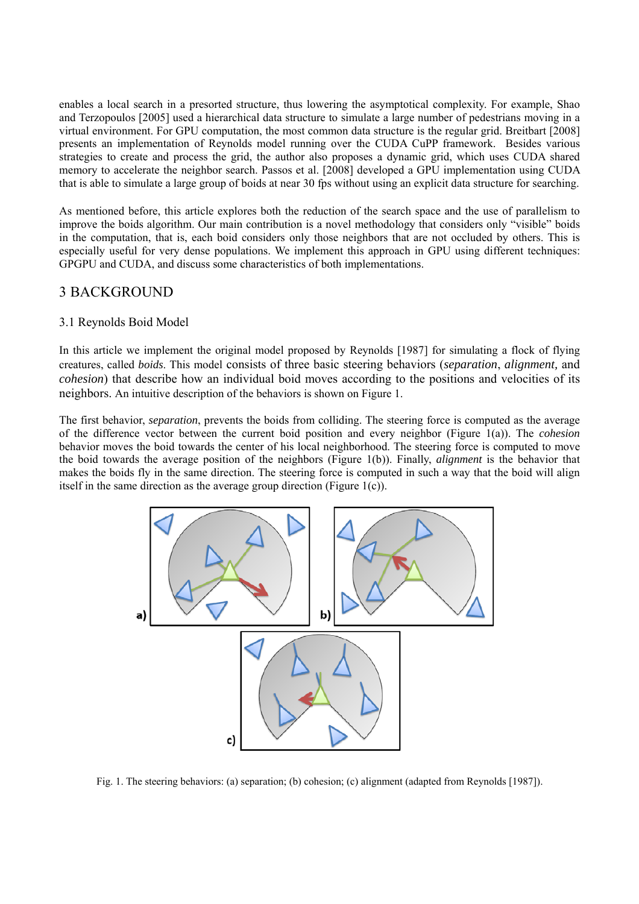enables a local search in a presorted structure, thus lowering the asymptotical complexity. For example, Shao and Terzopoulos [2005] used a hierarchical data structure to simulate a large number of pedestrians moving in a virtual environment. For GPU computation, the most common data structure is the regular grid. Breitbart [2008] presents an implementation of Reynolds model running over the CUDA CuPP framework. Besides various strategies to create and process the grid, the author also proposes a dynamic grid, which uses CUDA shared memory to accelerate the neighbor search. Passos et al. [2008] developed a GPU implementation using CUDA that is able to simulate a large group of boids at near 30 fps without using an explicit data structure for searching.

As mentioned before, this article explores both the reduction of the search space and the use of parallelism to improve the boids algorithm. Our main contribution is a novel methodology that considers only "visible" boids in the computation, that is, each boid considers only those neighbors that are not occluded by others. This is especially useful for very dense populations. We implement this approach in GPU using different techniques: GPGPU and CUDA, and discuss some characteristics of both implementations.

## 3 BACKGROUND

### 3.1 Reynolds Boid Model

In this article we implement the original model proposed by Reynolds [1987] for simulating a flock of flying creatures, called *boids*. This model consists of three basic steering behaviors (*separation*, *alignment,* and *cohesion*) that describe how an individual boid moves according to the positions and velocities of its neighbors. An intuitive description of the behaviors is shown on Figure 1.

The first behavior, *separation*, prevents the boids from colliding. The steering force is computed as the average of the difference vector between the current boid position and every neighbor (Figure 1(a)). The *cohesion* behavior moves the boid towards the center of his local neighborhood. The steering force is computed to move the boid towards the average position of the neighbors (Figure 1(b)). Finally, *alignment* is the behavior that makes the boids fly in the same direction. The steering force is computed in such a way that the boid will align itself in the same direction as the average group direction (Figure 1(c)).

Fig. 1. The steering behaviors: (a) separation; (b) cohesion; (c) alignment (adapted from Reynolds [1987]).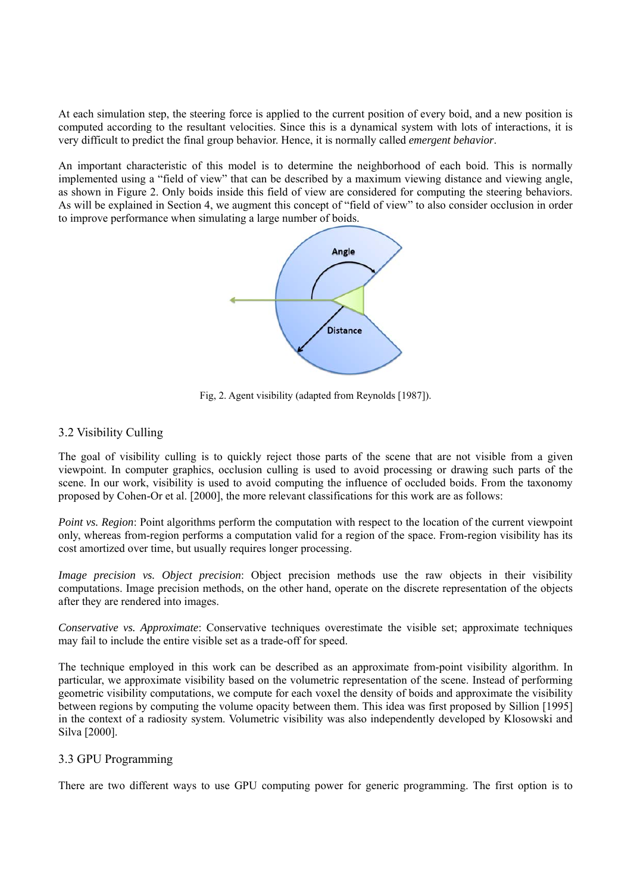At each simulation step, the steering force is applied to the current position of every boid, and a new position is computed according to the resultant velocities. Since this is a dynamical system with lots of interactions, it is very difficult to predict the final group behavior. Hence, it is normally called *emergent behavior*.

An important characteristic of this model is to determine the neighborhood of each boid. This is normally implemented using a "field of view" that can be described by a maximum viewing distance and viewing angle, as shown in Figure 2. Only boids inside this field of view are considered for computing the steering behaviors. As will be explained in Section 4, we augment this concept of "field of view" to also consider occlusion in order to improve performance when simulating a large number of boids.

Fig, 2. Agent visibility (adapted from Reynolds [1987]).

## 3.2 Visibility Culling

The goal of visibility culling is to quickly reject those parts of the scene that are not visible from a given viewpoint. In computer graphics, occlusion culling is used to avoid processing or drawing such parts of the scene. In our work, visibility is used to avoid computing the influence of occluded boids. From the taxonomy proposed by Cohen-Or et al. [2000], the more relevant classifications for this work are as follows:

*Point vs. Region*: Point algorithms perform the computation with respect to the location of the current viewpoint only, whereas from-region performs a computation valid for a region of the space. From-region visibility has its cost amortized over time, but usually requires longer processing.

*Image precision vs. Object precision*: Object precision methods use the raw objects in their visibility computations. Image precision methods, on the other hand, operate on the discrete representation of the objects after they are rendered into images.

*Conservative vs. Approximate*: Conservative techniques overestimate the visible set; approximate techniques may fail to include the entire visible set as a trade-off for speed.

The technique employed in this work can be described as an approximate from-point visibility algorithm. In particular, we approximate visibility based on the volumetric representation of the scene. Instead of performing geometric visibility computations, we compute for each voxel the density of boids and approximate the visibility between regions by computing the volume opacity between them. This idea was first proposed by Sillion [1995] in the context of a radiosity system. Volumetric visibility was also independently developed by Klosowski and Silva [2000].

## 3.3 GPU Programming

There are two different ways to use GPU computing power for generic programming. The first option is to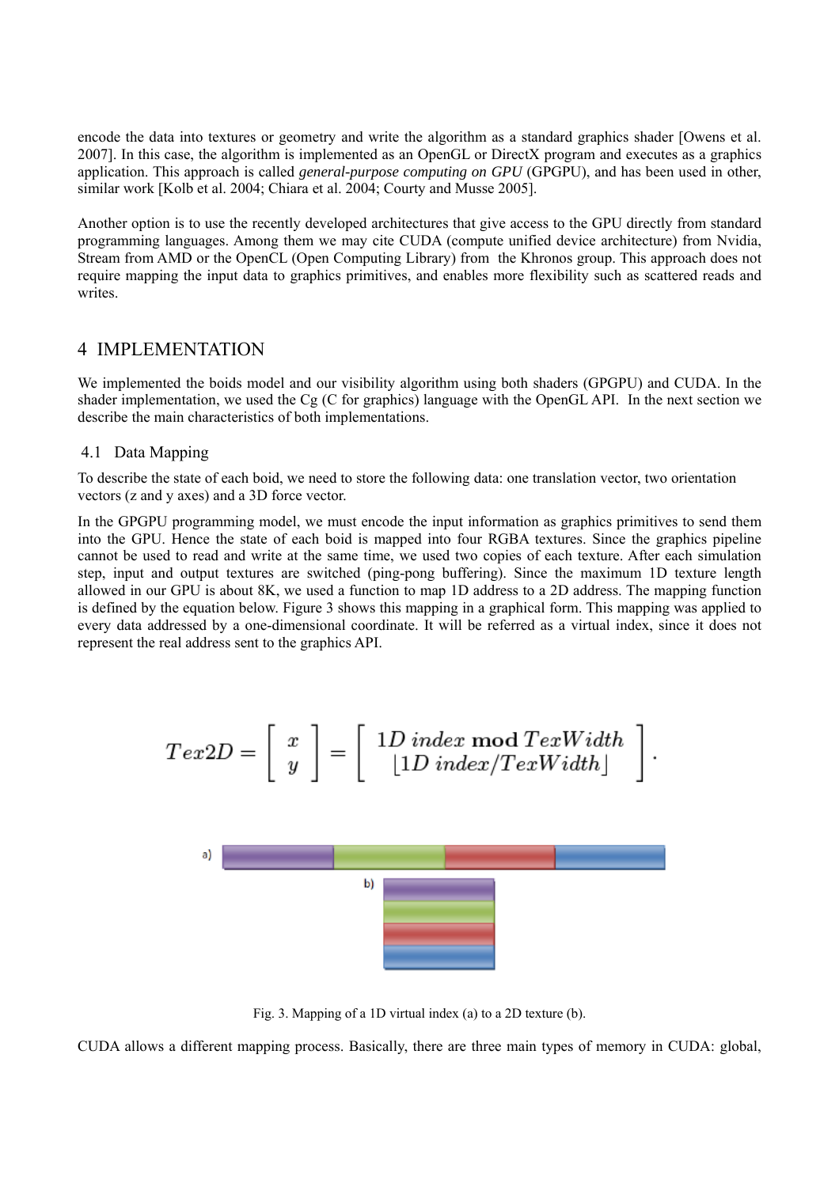encode the data into textures or geometry and write the algorithm as a standard graphics shader [Owens et al. 2007]. In this case, the algorithm is implemented as an OpenGL or DirectX program and executes as a graphics application. This approach is called *general-purpose computing on GPU* (GPGPU), and has been used in other, similar work [Kolb et al. 2004; Chiara et al. 2004; Courty and Musse 2005].

Another option is to use the recently developed architectures that give access to the GPU directly from standard programming languages. Among them we may cite CUDA (compute unified device architecture) from Nvidia, Stream from AMD or the OpenCL (Open Computing Library) from the Khronos group. This approach does not require mapping the input data to graphics primitives, and enables more flexibility such as scattered reads and writes.

## 4 IMPLEMENTATION

We implemented the boids model and our visibility algorithm using both shaders (GPGPU) and CUDA. In the shader implementation, we used the Cg (C for graphics) language with the OpenGL API. In the next section we describe the main characteristics of both implementations.

### 4.1 Data Mapping

To describe the state of each boid, we need to store the following data: one translation vector, two orientation vectors (z and y axes) and a 3D force vector.

In the GPGPU programming model, we must encode the input information as graphics primitives to send them into the GPU. Hence the state of each boid is mapped into four RGBA textures. Since the graphics pipeline cannot be used to read and write at the same time, we used two copies of each texture. After each simulation step, input and output textures are switched (ping-pong buffering). Since the maximum 1D texture length allowed in our GPU is about 8K, we used a function to map 1D address to a 2D address. The mapping function is defined by the equation below. Figure 3 shows this mapping in a graphical form. This mapping was applied to every data addressed by a one-dimensional coordinate. It will be referred as a virtual index, since it does not represent the real address sent to the graphics API.

$$Tex2D = \begin{bmatrix} x \\ y \end{bmatrix} = \begin{bmatrix} 1D\ index \ \mathbf{mod}\ TexWidth \\ \lfloor 1D\ index / TexWidth \rfloor \end{bmatrix}.$$

Fig. 3. Mapping of a 1D virtual index (a) to a 2D texture (b).

CUDA allows a different mapping process. Basically, there are three main types of memory in CUDA: global,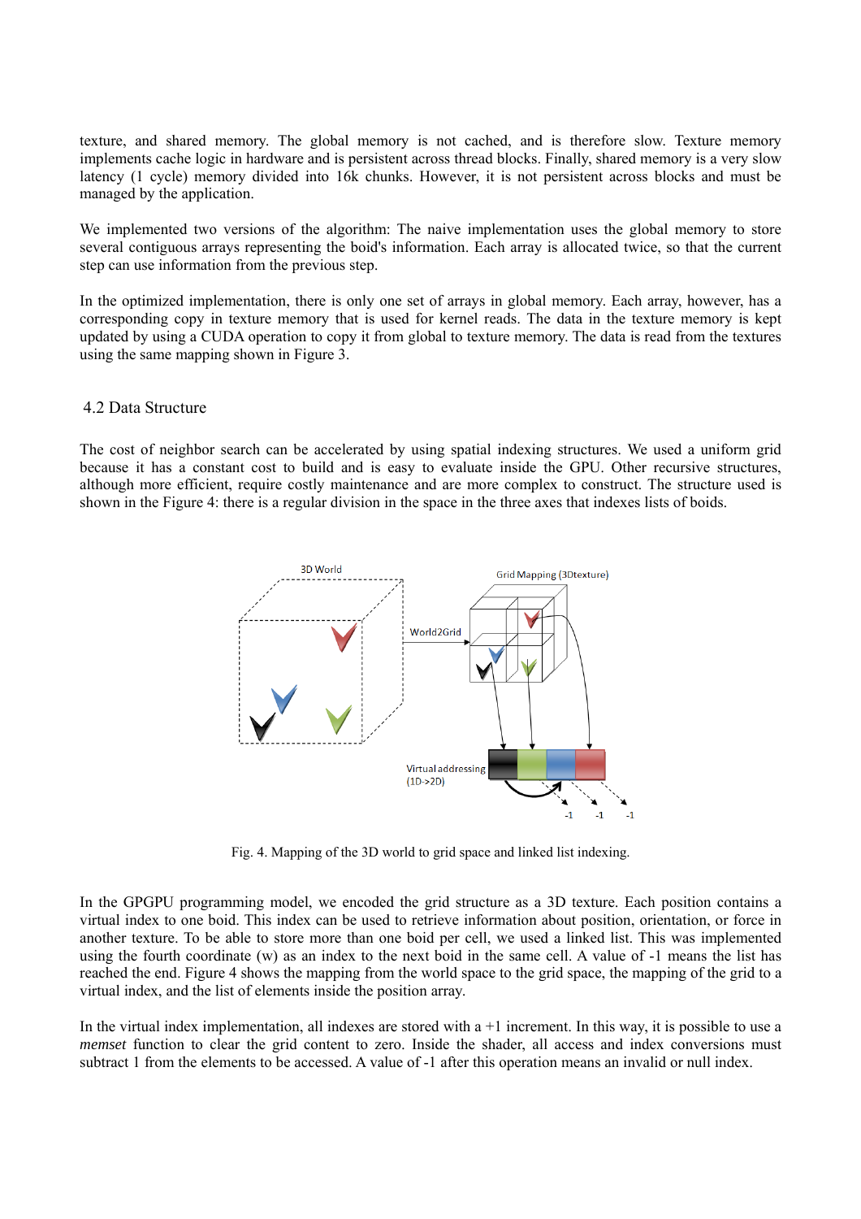texture, and shared memory. The global memory is not cached, and is therefore slow. Texture memory implements cache logic in hardware and is persistent across thread blocks. Finally, shared memory is a very slow latency (1 cycle) memory divided into 16k chunks. However, it is not persistent across blocks and must be managed by the application.

We implemented two versions of the algorithm: The naive implementation uses the global memory to store several contiguous arrays representing the boid's information. Each array is allocated twice, so that the current step can use information from the previous step.

In the optimized implementation, there is only one set of arrays in global memory. Each array, however, has a corresponding copy in texture memory that is used for kernel reads. The data in the texture memory is kept updated by using a CUDA operation to copy it from global to texture memory. The data is read from the textures using the same mapping shown in Figure 3.

## 4.2 Data Structure

The cost of neighbor search can be accelerated by using spatial indexing structures. We used a uniform grid because it has a constant cost to build and is easy to evaluate inside the GPU. Other recursive structures, although more efficient, require costly maintenance and are more complex to construct. The structure used is shown in the Figure 4: there is a regular division in the space in the three axes that indexes lists of boids.

Fig. 4. Mapping of the 3D world to grid space and linked list indexing.

In the GPGPU programming model, we encoded the grid structure as a 3D texture. Each position contains a virtual index to one boid. This index can be used to retrieve information about position, orientation, or force in another texture. To be able to store more than one boid per cell, we used a linked list. This was implemented using the fourth coordinate (w) as an index to the next boid in the same cell. A value of -1 means the list has reached the end. Figure 4 shows the mapping from the world space to the grid space, the mapping of the grid to a virtual index, and the list of elements inside the position array.

In the virtual index implementation, all indexes are stored with a +1 increment. In this way, it is possible to use a *memset* function to clear the grid content to zero. Inside the shader, all access and index conversions must subtract 1 from the elements to be accessed. A value of -1 after this operation means an invalid or null index.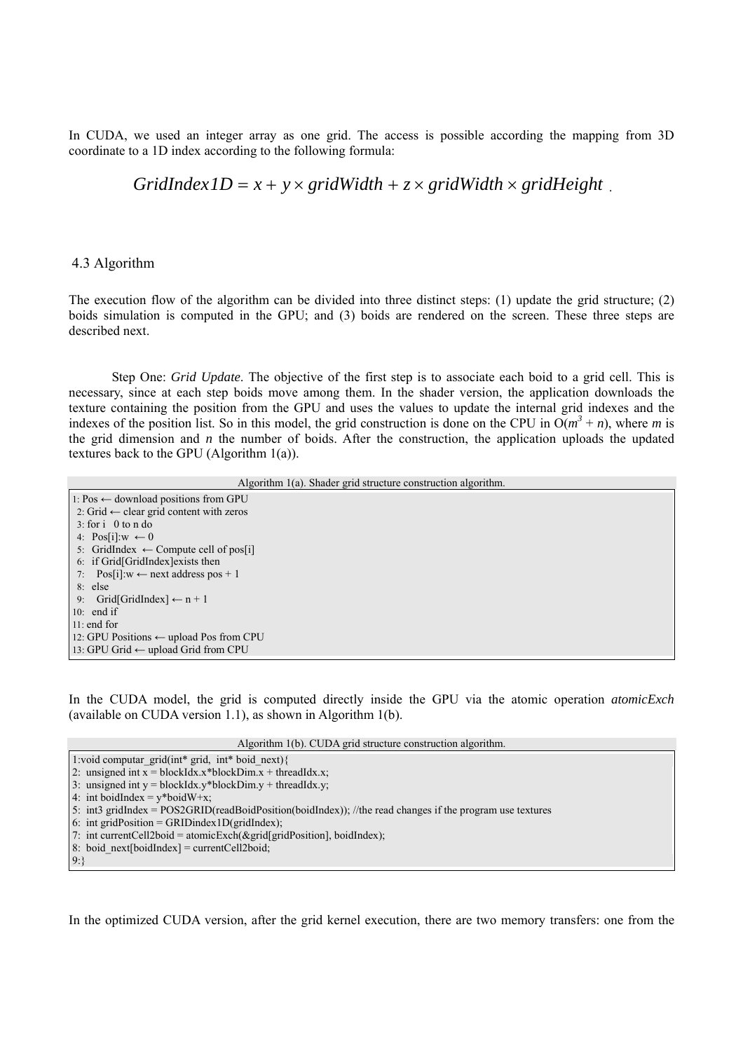In CUDA, we used an integer array as one grid. The access is possible according the mapping from 3D coordinate to a 1D index according to the following formula:

$$GridIndex1D = x + y \times gridWidth + z \times gridWidth \times gridHeight$$

## 4.3 Algorithm

The execution flow of the algorithm can be divided into three distinct steps: (1) update the grid structure; (2) boids simulation is computed in the GPU; and (3) boids are rendered on the screen. These three steps are described next.

Step One: *Grid Update*. The objective of the first step is to associate each boid to a grid cell. This is necessary, since at each step boids move among them. In the shader version, the application downloads the texture containing the position from the GPU and uses the values to update the internal grid indexes and the indexes of the position list. So in this model, the grid construction is done on the CPU in O($m^3$ + $n$), where $m$ is the grid dimension and $n$ the number of boids. After the construction, the application uploads the updated textures back to the GPU (Algorithm 1(a)).

Algorithm 1(a). Shader grid structure construction algorithm.

```
1: Pos ← download positions from GPU
2: Grid ← clear grid content with zeros
3: for i   0 to n do
4:   Pos[i]:w  ← 0
5:   GridIndex  ← Compute cell of pos[i]
6:   if Grid[GridIndex]exists then
7:     Pos[i]:w ← next address pos + 1
8:   else
9:     Grid[GridIndex] ← n + 1
10:  end if
11: end for
12: GPU Positions ← upload Pos from CPU
13: GPU Grid ← upload Grid from CPU
```

In the CUDA model, the grid is computed directly inside the GPU via the atomic operation *atomicExch* (available on CUDA version 1.1), as shown in Algorithm 1(b).

Algorithm 1(b). CUDA grid structure construction algorithm.

```
1:void computar_grid(int* grid,  int* boid_next){
2:  unsigned int x = blockIdx.x*blockDim.x + threadIdx.x;
3:  unsigned int y = blockIdx.y*blockDim.y + threadIdx.y;
4:  int boidIndex = y*boidW+x;
5:  int3 gridIndex = POS2GRID(readBoidPosition(boidIndex)); //the read changes if the program use textures
6:  int gridPosition = GRIDindex1D(gridIndex);
7:  int currentCell2boid = atomicExch(&grid[gridPosition], boidIndex);
8:  boid_next[boidIndex] = currentCell2boid;
9:}
```

In the optimized CUDA version, after the grid kernel execution, there are two memory transfers: one from the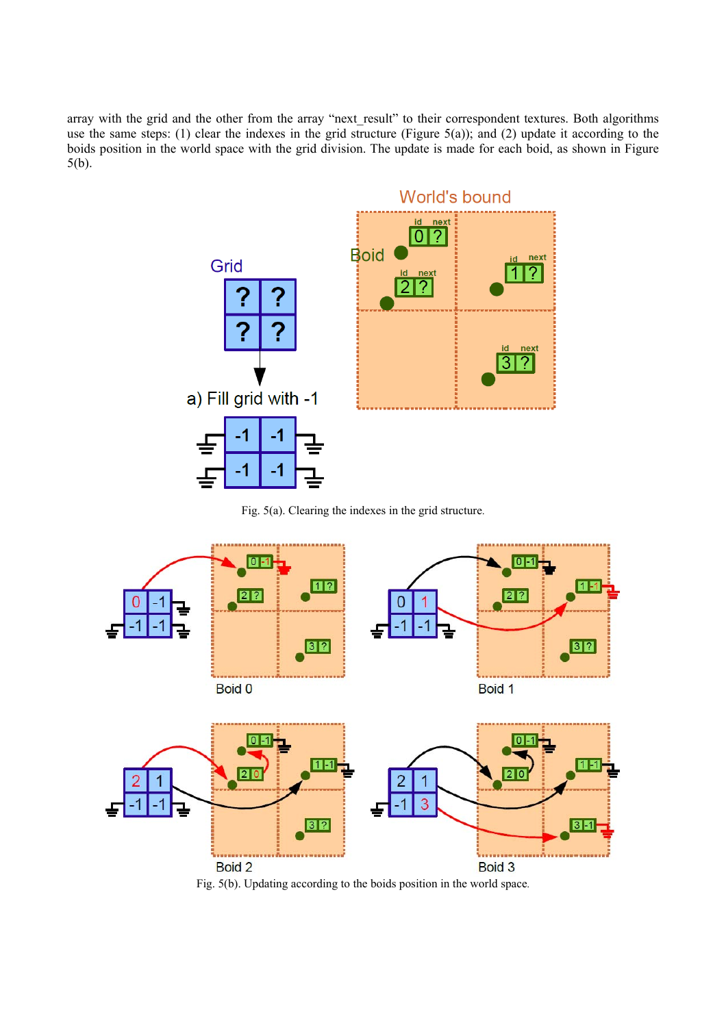array with the grid and the other from the array "next_result" to their correspondent textures. Both algorithms use the same steps: (1) clear the indexes in the grid structure (Figure 5(a)); and (2) update it according to the boids position in the world space with the grid division. The update is made for each boid, as shown in Figure 5(b).

Fig. 5(a). Clearing the indexes in the grid structure.

Fig. 5(b). Updating according to the boids position in the world space.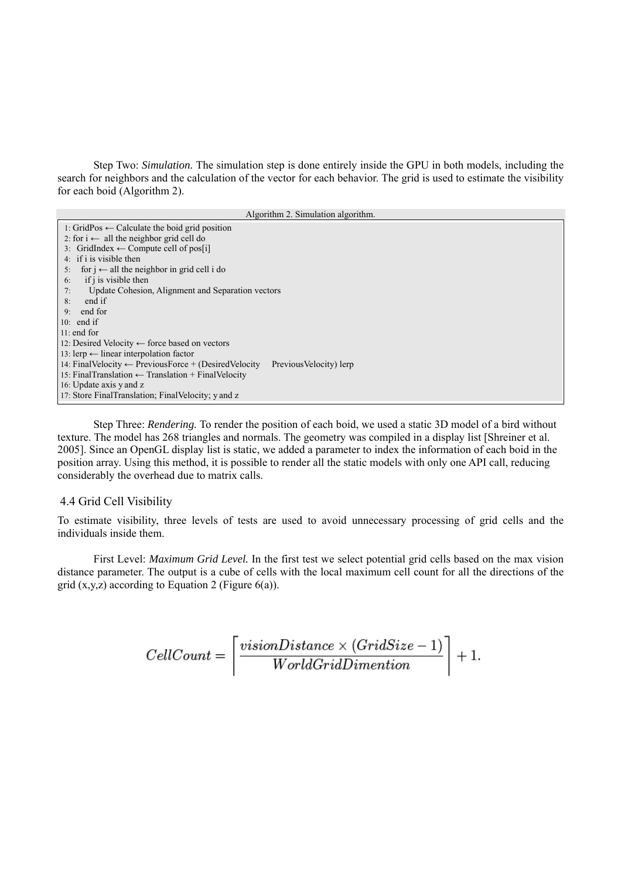Step Two: *Simulation.* The simulation step is done entirely inside the GPU in both models, including the search for neighbors and the calculation of the vector for each behavior. The grid is used to estimate the visibility for each boid (Algorithm 2).

Algorithm 2. Simulation algorithm.

```
 1: GridPos ← Calculate the boid grid position
 2: for i ←  all the neighbor grid cell do
 3:   GridIndex ← Compute cell of pos[i]
 4:   if i is visible then
 5:     for j ← all the neighbor in grid cell i do
 6:       if j is visible then
 7:         Update Cohesion, Alignment and Separation vectors
 8:       end if
 9:     end for
10:   end if
11: end for
12: Desired Velocity ← force based on vectors
13: lerp ← linear interpolation factor
14: FinalVelocity ← PreviousForce + (DesiredVelocity    PreviousVelocity) lerp
15: FinalTranslation ← Translation + FinalVelocity
16: Update axis y and z
17: Store FinalTranslation; FinalVelocity; y and z
```

Step Three: *Rendering.* To render the position of each boid, we used a static 3D model of a bird without texture. The model has 268 triangles and normals. The geometry was compiled in a display list [Shreiner et al. 2005]. Since an OpenGL display list is static, we added a parameter to index the information of each boid in the position array. Using this method, it is possible to render all the static models with only one API call, reducing considerably the overhead due to matrix calls.

## 4.4 Grid Cell Visibility

To estimate visibility, three levels of tests are used to avoid unnecessary processing of grid cells and the individuals inside them.

First Level: *Maximum Grid Level.* In the first test we select potential grid cells based on the max vision distance parameter. The output is a cube of cells with the local maximum cell count for all the directions of the grid (x,y,z) according to Equation 2 (Figure 6(a)).

$$CellCount = \left\lceil \frac{visionDistance \times (GridSize - 1)}{WorldGridDimention} \right\rceil + 1.$$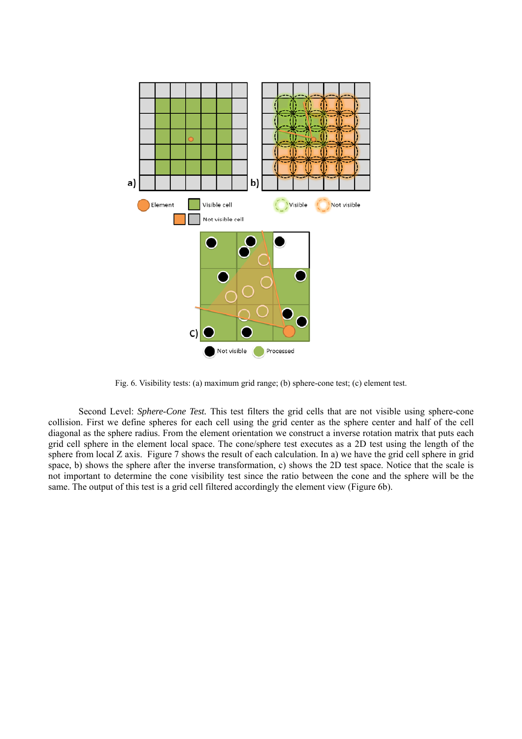Fig. 6. Visibility tests: (a) maximum grid range; (b) sphere-cone test; (c) element test.

Second Level: *Sphere-Cone Test.* This test filters the grid cells that are not visible using sphere-cone collision. First we define spheres for each cell using the grid center as the sphere center and half of the cell diagonal as the sphere radius. From the element orientation we construct a inverse rotation matrix that puts each grid cell sphere in the element local space. The cone/sphere test executes as a 2D test using the length of the sphere from local Z axis. Figure 7 shows the result of each calculation. In a) we have the grid cell sphere in grid space, b) shows the sphere after the inverse transformation, c) shows the 2D test space. Notice that the scale is not important to determine the cone visibility test since the ratio between the cone and the sphere will be the same. The output of this test is a grid cell filtered accordingly the element view (Figure 6b).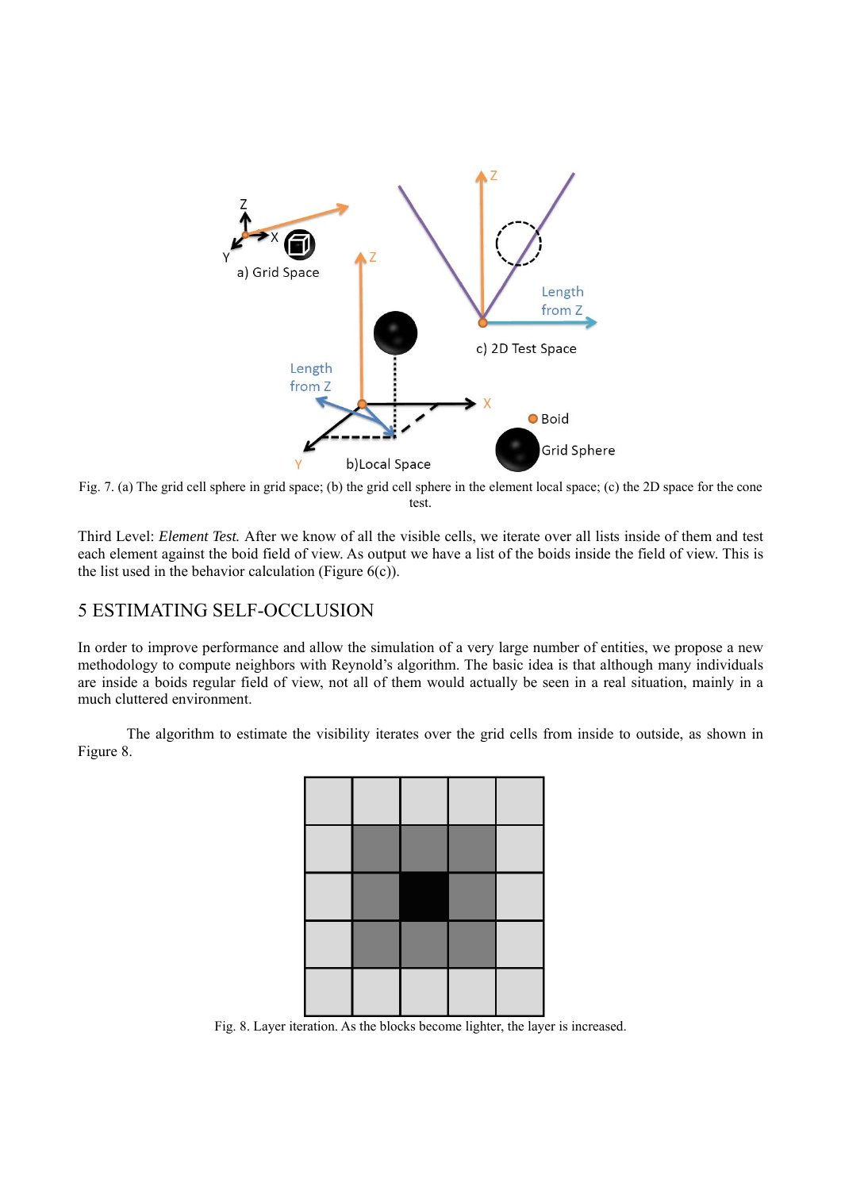Fig. 7. (a) The grid cell sphere in grid space; (b) the grid cell sphere in the element local space; (c) the 2D space for the cone test.

Third Level: *Element Test.* After we know of all the visible cells, we iterate over all lists inside of them and test each element against the boid field of view. As output we have a list of the boids inside the field of view. This is the list used in the behavior calculation (Figure 6(c)).

## 5 ESTIMATING SELF-OCCLUSION

In order to improve performance and allow the simulation of a very large number of entities, we propose a new methodology to compute neighbors with Reynold's algorithm. The basic idea is that although many individuals are inside a boids regular field of view, not all of them would actually be seen in a real situation, mainly in a much cluttered environment.

The algorithm to estimate the visibility iterates over the grid cells from inside to outside, as shown in Figure 8.

Fig. 8. Layer iteration. As the blocks become lighter, the layer is increased.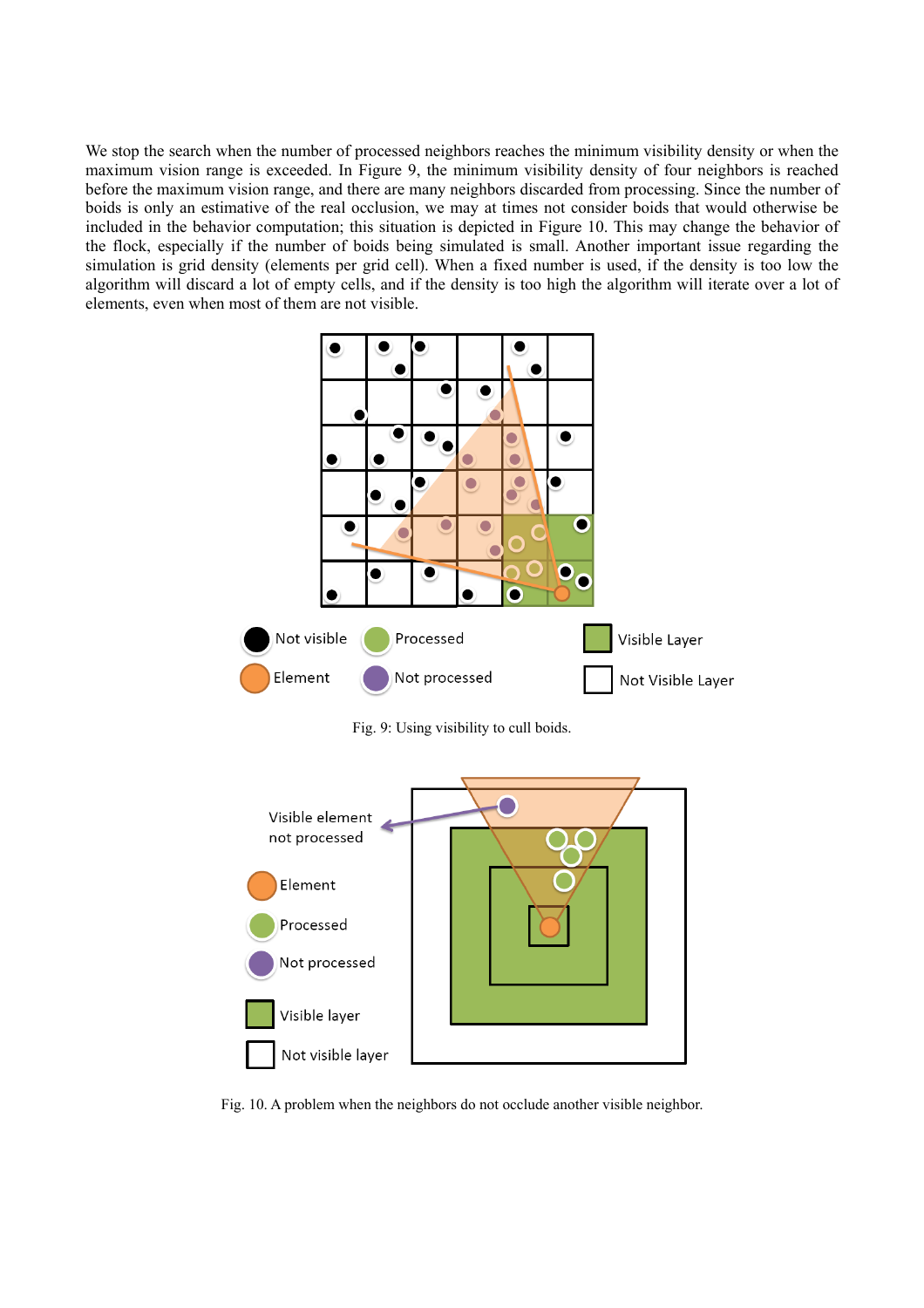We stop the search when the number of processed neighbors reaches the minimum visibility density or when the maximum vision range is exceeded. In Figure 9, the minimum visibility density of four neighbors is reached before the maximum vision range, and there are many neighbors discarded from processing. Since the number of boids is only an estimative of the real occlusion, we may at times not consider boids that would otherwise be included in the behavior computation; this situation is depicted in Figure 10. This may change the behavior of the flock, especially if the number of boids being simulated is small. Another important issue regarding the simulation is grid density (elements per grid cell). When a fixed number is used, if the density is too low the algorithm will discard a lot of empty cells, and if the density is too high the algorithm will iterate over a lot of elements, even when most of them are not visible.

Fig. 9: Using visibility to cull boids.

Fig. 10. A problem when the neighbors do not occlude another visible neighbor.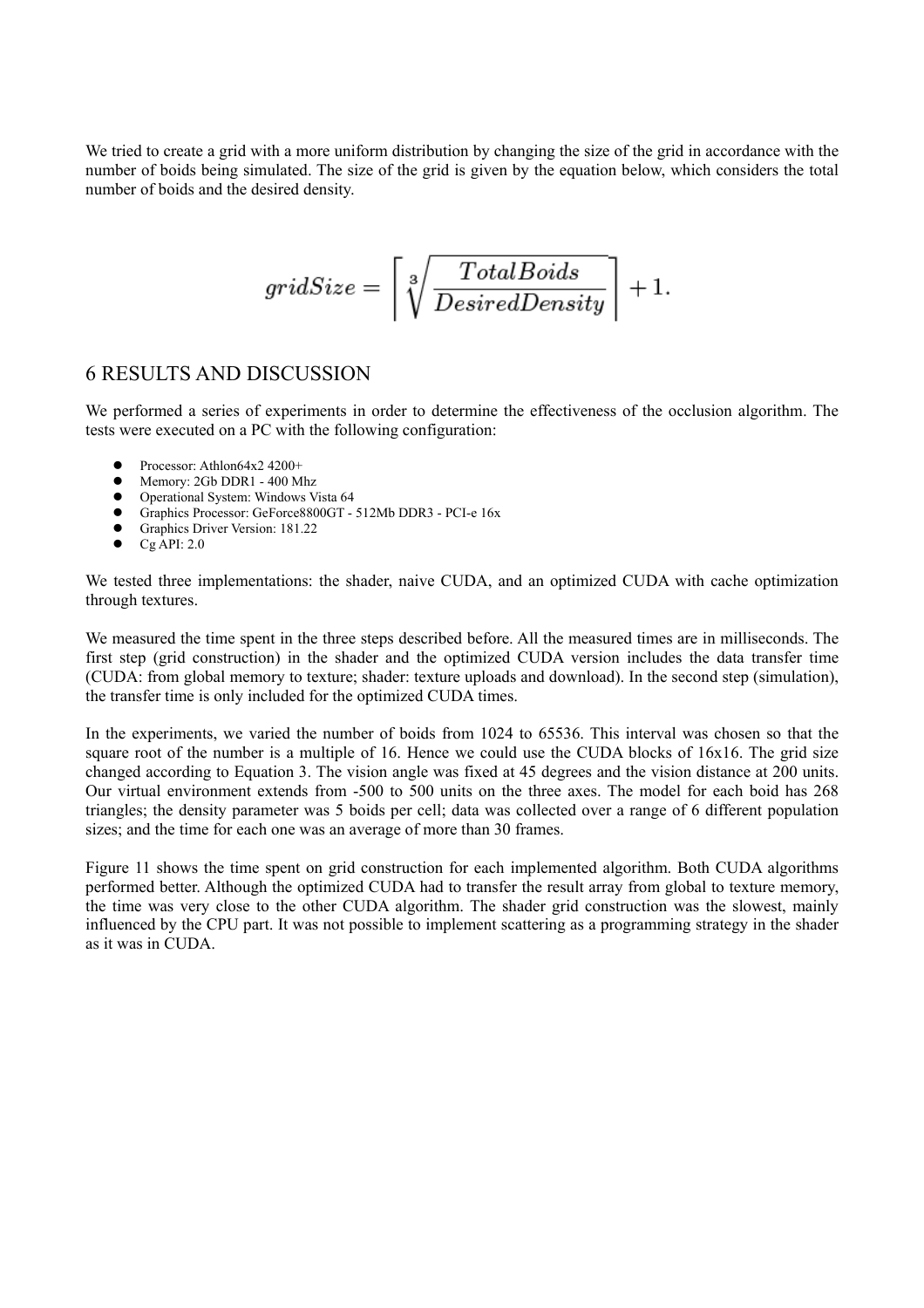We tried to create a grid with a more uniform distribution by changing the size of the grid in accordance with the number of boids being simulated. The size of the grid is given by the equation below, which considers the total number of boids and the desired density.

$$gridSize = \left\lceil \sqrt[3]{\frac{TotalBoids}{DesiredDensity}} \right\rceil + 1.$$

## 6 RESULTS AND DISCUSSION

We performed a series of experiments in order to determine the effectiveness of the occlusion algorithm. The tests were executed on a PC with the following configuration:

- Processor: Athlon64x2 4200+
- Memory: 2Gb DDR1 - 400 Mhz
- Operational System: Windows Vista 64
- Graphics Processor: GeForce8800GT - 512Mb DDR3 - PCI-e 16x
- Graphics Driver Version: 181.22
- Cg API: 2.0

We tested three implementations: the shader, naive CUDA, and an optimized CUDA with cache optimization through textures.

We measured the time spent in the three steps described before. All the measured times are in milliseconds. The first step (grid construction) in the shader and the optimized CUDA version includes the data transfer time (CUDA: from global memory to texture; shader: texture uploads and download). In the second step (simulation), the transfer time is only included for the optimized CUDA times.

In the experiments, we varied the number of boids from 1024 to 65536. This interval was chosen so that the square root of the number is a multiple of 16. Hence we could use the CUDA blocks of 16x16. The grid size changed according to Equation 3. The vision angle was fixed at 45 degrees and the vision distance at 200 units. Our virtual environment extends from -500 to 500 units on the three axes. The model for each boid has 268 triangles; the density parameter was 5 boids per cell; data was collected over a range of 6 different population sizes; and the time for each one was an average of more than 30 frames.

Figure 11 shows the time spent on grid construction for each implemented algorithm. Both CUDA algorithms performed better. Although the optimized CUDA had to transfer the result array from global to texture memory, the time was very close to the other CUDA algorithm. The shader grid construction was the slowest, mainly influenced by the CPU part. It was not possible to implement scattering as a programming strategy in the shader as it was in CUDA.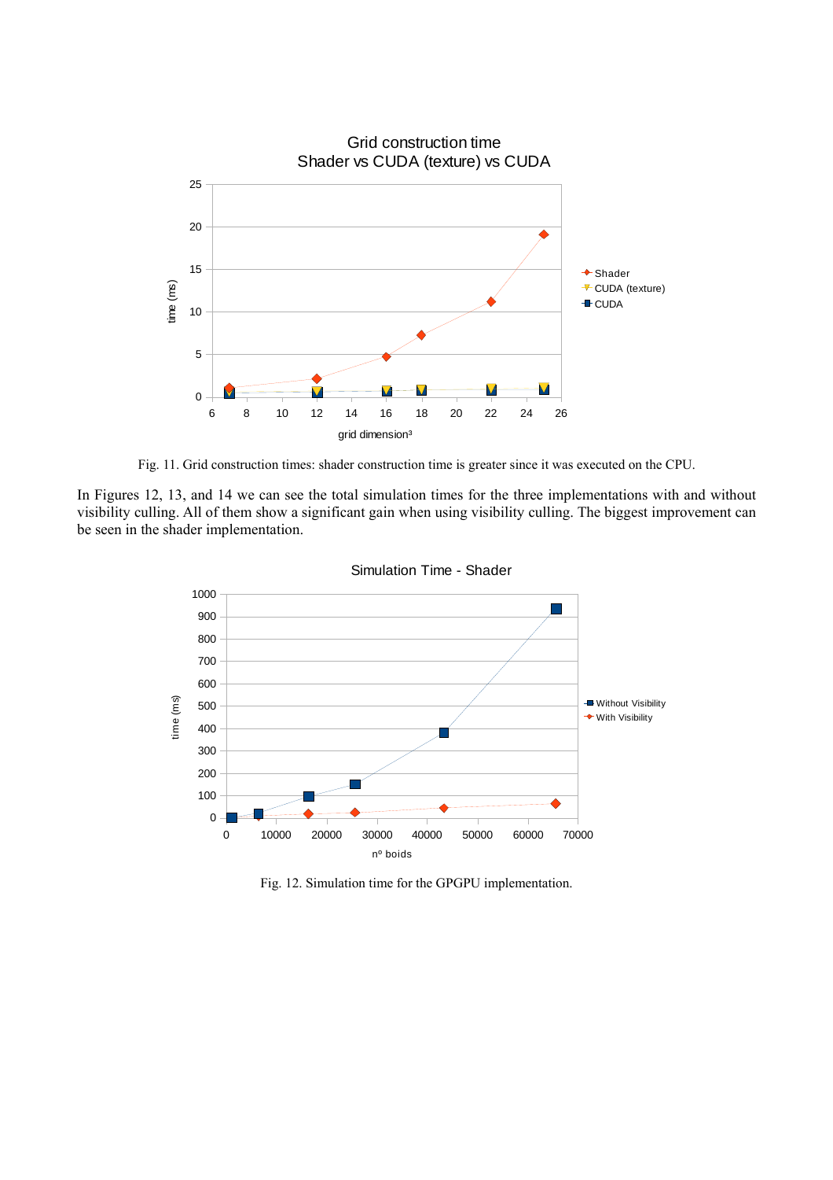Fig. 11. Grid construction times: shader construction time is greater since it was executed on the CPU.

In Figures 12, 13, and 14 we can see the total simulation times for the three implementations with and without visibility culling. All of them show a significant gain when using visibility culling. The biggest improvement can be seen in the shader implementation.

Fig. 12. Simulation time for the GPGPU implementation.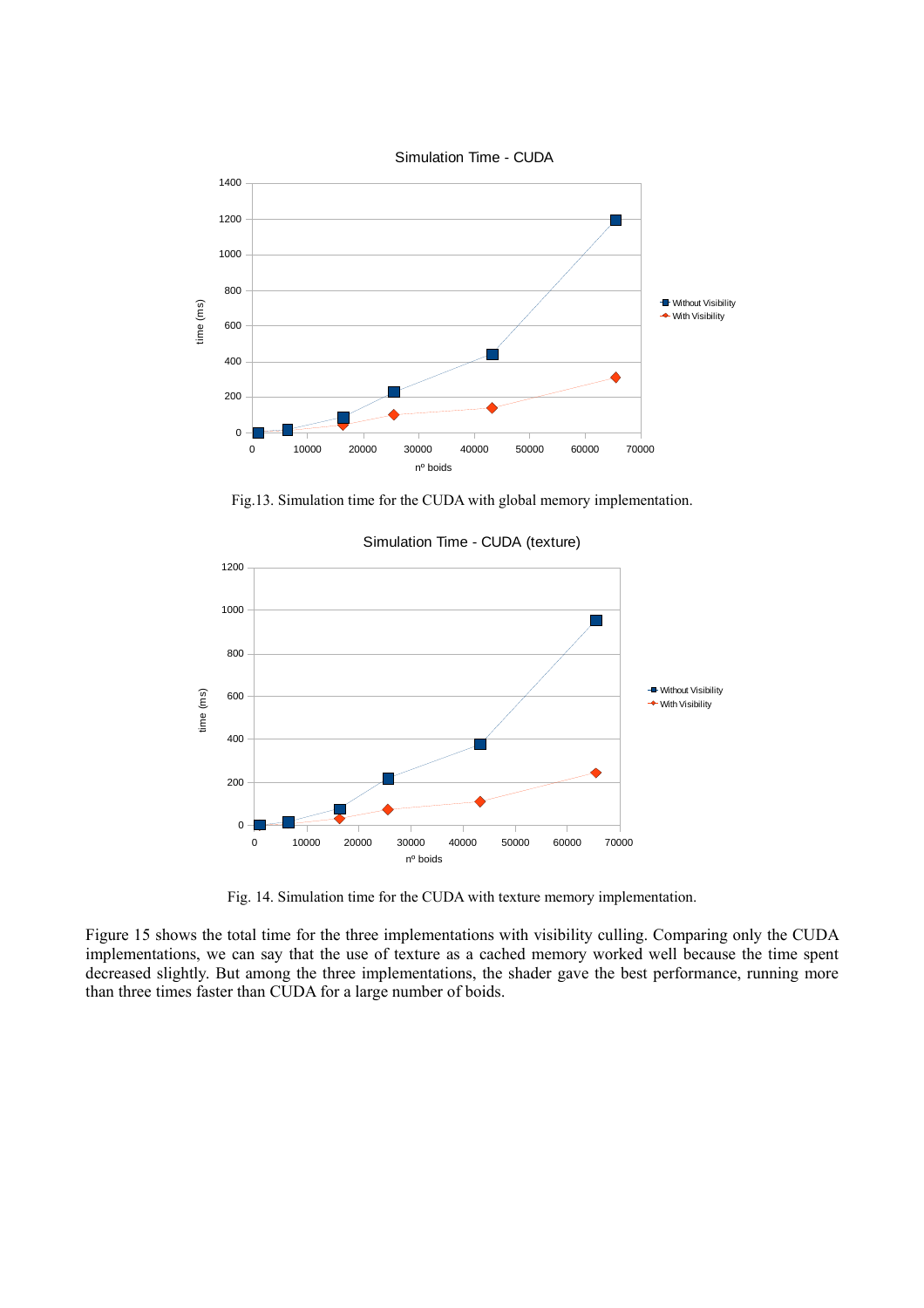Fig.13. Simulation time for the CUDA with global memory implementation.

Fig. 14. Simulation time for the CUDA with texture memory implementation.

Figure 15 shows the total time for the three implementations with visibility culling. Comparing only the CUDA implementations, we can say that the use of texture as a cached memory worked well because the time spent decreased slightly. But among the three implementations, the shader gave the best performance, running more than three times faster than CUDA for a large number of boids.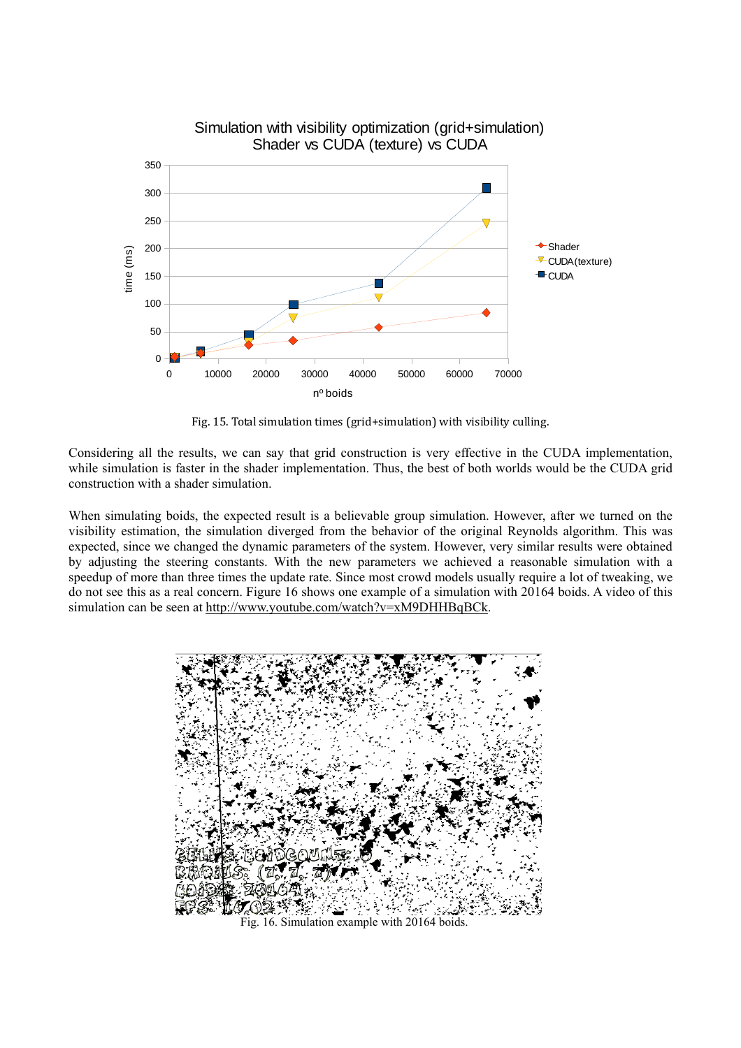Fig. 15. Total simulation times (grid+simulation) with visibility culling.

Considering all the results, we can say that grid construction is very effective in the CUDA implementation, while simulation is faster in the shader implementation. Thus, the best of both worlds would be the CUDA grid construction with a shader simulation.

When simulating boids, the expected result is a believable group simulation. However, after we turned on the visibility estimation, the simulation diverged from the behavior of the original Reynolds algorithm. This was expected, since we changed the dynamic parameters of the system. However, very similar results were obtained by adjusting the steering constants. With the new parameters we achieved a reasonable simulation with a speedup of more than three times the update rate. Since most crowd models usually require a lot of tweaking, we do not see this as a real concern. Figure 16 shows one example of a simulation with 20164 boids. A video of this simulation can be seen at http://www.youtube.com/watch?v=xM9DHHBqBCk.

Fig. 16. Simulation example with 20164 boids.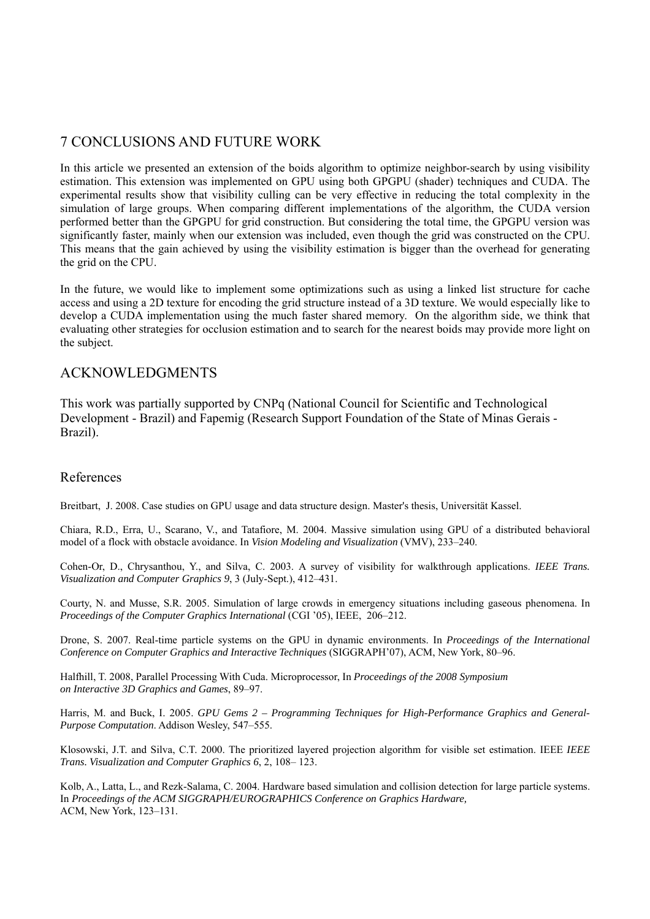## 7 CONCLUSIONS AND FUTURE WORK

In this article we presented an extension of the boids algorithm to optimize neighbor-search by using visibility estimation. This extension was implemented on GPU using both GPGPU (shader) techniques and CUDA. The experimental results show that visibility culling can be very effective in reducing the total complexity in the simulation of large groups. When comparing different implementations of the algorithm, the CUDA version performed better than the GPGPU for grid construction. But considering the total time, the GPGPU version was significantly faster, mainly when our extension was included, even though the grid was constructed on the CPU. This means that the gain achieved by using the visibility estimation is bigger than the overhead for generating the grid on the CPU.

In the future, we would like to implement some optimizations such as using a linked list structure for cache access and using a 2D texture for encoding the grid structure instead of a 3D texture. We would especially like to develop a CUDA implementation using the much faster shared memory. On the algorithm side, we think that evaluating other strategies for occlusion estimation and to search for the nearest boids may provide more light on the subject.

## ACKNOWLEDGMENTS

This work was partially supported by CNPq (National Council for Scientific and Technological Development - Brazil) and Fapemig (Research Support Foundation of the State of Minas Gerais - Brazil).

## References

Breitbart, J. 2008. Case studies on GPU usage and data structure design. Master's thesis, Universität Kassel.

Chiara, R.D., Erra, U., Scarano, V., and Tatafiore, M. 2004. Massive simulation using GPU of a distributed behavioral model of a flock with obstacle avoidance. In *Vision Modeling and Visualization* (VMV), 233–240.

Cohen-Or, D., Chrysanthou, Y., and Silva, C. 2003. A survey of visibility for walkthrough applications. *IEEE Trans. Visualization and Computer Graphics 9*, 3 (July-Sept.), 412–431.

Courty, N. and Musse, S.R. 2005. Simulation of large crowds in emergency situations including gaseous phenomena. In *Proceedings of the Computer Graphics International* (CGI '05), IEEE, 206–212.

Drone, S. 2007. Real-time particle systems on the GPU in dynamic environments. In *Proceedings of the International Conference on Computer Graphics and Interactive Techniques* (SIGGRAPH'07), ACM, New York, 80–96.

Halfhill, T. 2008, Parallel Processing With Cuda. Microprocessor, In *Proceedings of the 2008 Symposium on Interactive 3D Graphics and Games*, 89–97.

Harris, M. and Buck, I. 2005. *GPU Gems 2 – Programming Techniques for High-Performance Graphics and General-Purpose Computation*. Addison Wesley, 547–555.

Klosowski, J.T. and Silva, C.T. 2000. The prioritized layered projection algorithm for visible set estimation. IEEE *IEEE Trans. Visualization and Computer Graphics 6*, 2, 108– 123.

Kolb, A., Latta, L., and Rezk-Salama, C. 2004. Hardware based simulation and collision detection for large particle systems. In *Proceedings of the ACM SIGGRAPH/EUROGRAPHICS Conference on Graphics Hardware,* ACM, New York, 123–131.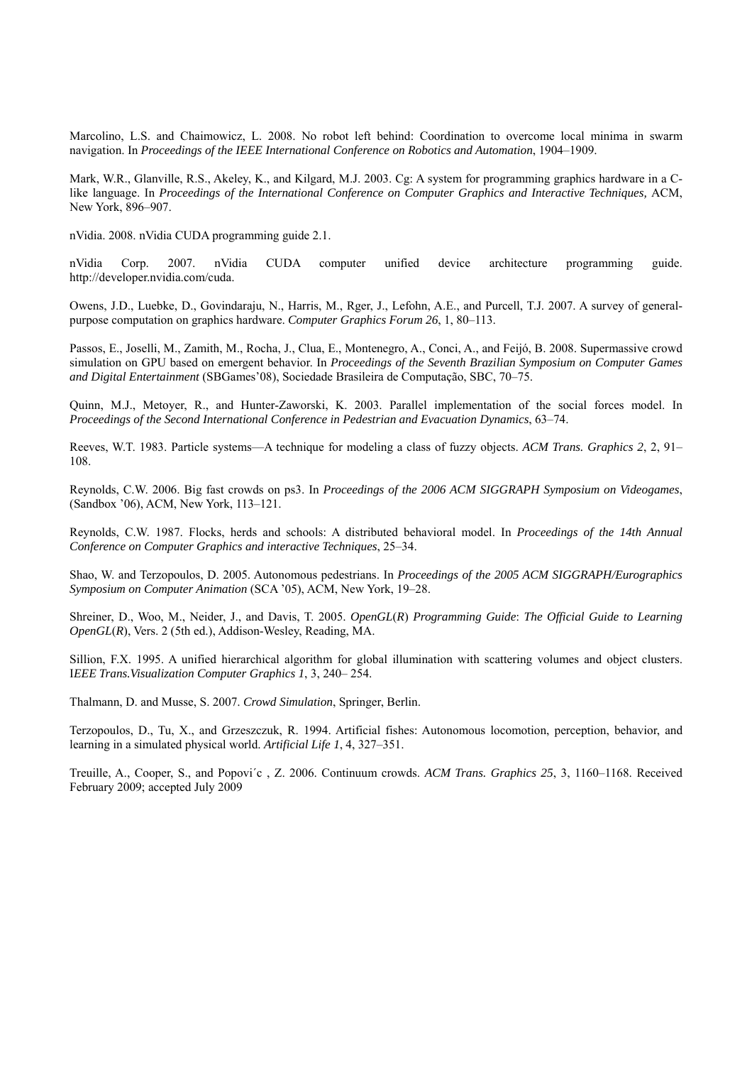Marcolino, L.S. and Chaimowicz, L. 2008. No robot left behind: Coordination to overcome local minima in swarm navigation. In *Proceedings of the IEEE International Conference on Robotics and Automation*, 1904–1909.

Mark, W.R., Glanville, R.S., Akeley, K., and Kilgard, M.J. 2003. Cg: A system for programming graphics hardware in a C-like language. In *Proceedings of the International Conference on Computer Graphics and Interactive Techniques,* ACM, New York, 896–907.

nVidia. 2008. nVidia CUDA programming guide 2.1.

nVidia Corp. 2007. nVidia CUDA computer unified device architecture programming guide. http://developer.nvidia.com/cuda.

Owens, J.D., Luebke, D., Govindaraju, N., Harris, M., Rger, J., Lefohn, A.E., and Purcell, T.J. 2007. A survey of general-purpose computation on graphics hardware. *Computer Graphics Forum 26*, 1, 80–113.

Passos, E., Joselli, M., Zamith, M., Rocha, J., Clua, E., Montenegro, A., Conci, A., and Feijó, B. 2008. Supermassive crowd simulation on GPU based on emergent behavior. In *Proceedings of the Seventh Brazilian Symposium on Computer Games and Digital Entertainment* (SBGames'08), Sociedade Brasileira de Computação, SBC, 70–75.

Quinn, M.J., Metoyer, R., and Hunter-Zaworski, K. 2003. Parallel implementation of the social forces model. In *Proceedings of the Second International Conference in Pedestrian and Evacuation Dynamics*, 63–74.

Reeves, W.T. 1983. Particle systems—A technique for modeling a class of fuzzy objects. *ACM Trans. Graphics 2*, 2, 91–108.

Reynolds, C.W. 2006. Big fast crowds on ps3. In *Proceedings of the 2006 ACM SIGGRAPH Symposium on Videogames*, (Sandbox '06), ACM, New York, 113–121.

Reynolds, C.W. 1987. Flocks, herds and schools: A distributed behavioral model. In *Proceedings of the 14th Annual Conference on Computer Graphics and interactive Techniques*, 25–34.

Shao, W. and Terzopoulos, D. 2005. Autonomous pedestrians. In *Proceedings of the 2005 ACM SIGGRAPH/Eurographics Symposium on Computer Animation* (SCA '05), ACM, New York, 19–28.

Shreiner, D., Woo, M., Neider, J., and Davis, T. 2005. *OpenGL*(*R*) *Programming Guide*: *The Official Guide to Learning OpenGL*(*R*), Vers. 2 (5th ed.), Addison-Wesley, Reading, MA.

Sillion, F.X. 1995. A unified hierarchical algorithm for global illumination with scattering volumes and object clusters. I*EEE Trans.Visualization Computer Graphics 1*, 3, 240– 254.

Thalmann, D. and Musse, S. 2007. *Crowd Simulation*, Springer, Berlin.

Terzopoulos, D., Tu, X., and Grzeszczuk, R. 1994. Artificial fishes: Autonomous locomotion, perception, behavior, and learning in a simulated physical world. *Artificial Life 1*, 4, 327–351.

Treuille, A., Cooper, S., and Popovi´c , Z. 2006. Continuum crowds. *ACM Trans. Graphics 25*, 3, 1160–1168. Received February 2009; accepted July 2009